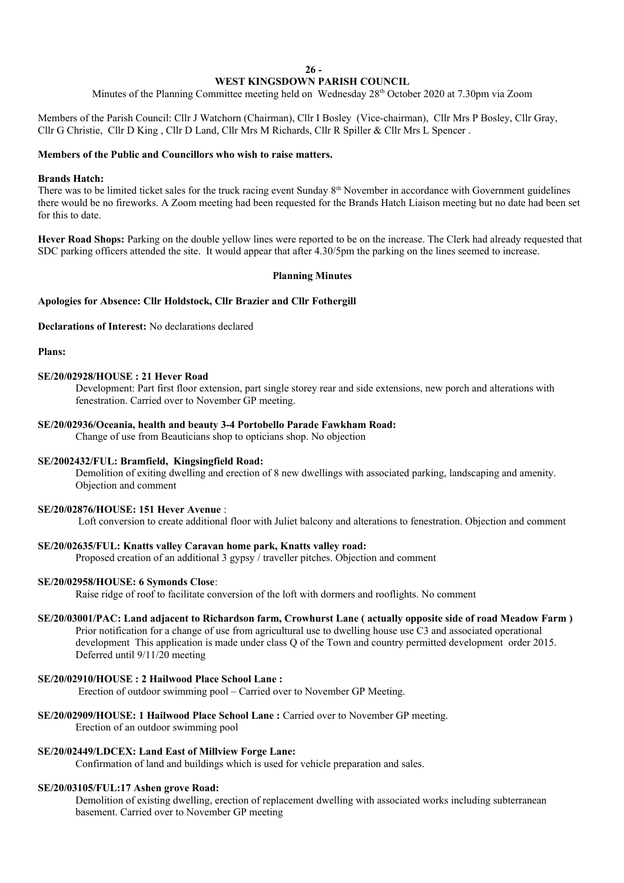26 -

# WEST KINGSDOWN PARISH COUNCIL

Minutes of the Planning Committee meeting held on Wednesday 28th October 2020 at 7.30pm via Zoom

Members of the Parish Council: Cllr J Watchorn (Chairman), Cllr I Bosley (Vice-chairman), Cllr Mrs P Bosley, Cllr Gray, Cllr G Christie, Cllr D King , Cllr D Land, Cllr Mrs M Richards, Cllr R Spiller & Cllr Mrs L Spencer .

**Members of the Public and Councillors who wish to raise matters.**

**Brands Hatch:**
There was to be limited ticket sales for the truck racing event Sunday 8th November in accordance with Government guidelines there would be no fireworks. A Zoom meeting had been requested for the Brands Hatch Liaison meeting but no date had been set for this to date.

**Hever Road Shops:** Parking on the double yellow lines were reported to be on the increase. The Clerk had already requested that SDC parking officers attended the site. It would appear that after 4.30/5pm the parking on the lines seemed to increase.

**Planning Minutes**

**Apologies for Absence: Cllr Holdstock, Cllr Brazier and Cllr Fothergill**

**Declarations of Interest:** No declarations declared

**Plans:**

**SE/20/02928/HOUSE : 21 Hever Road**
Development: Part first floor extension, part single storey rear and side extensions, new porch and alterations with fenestration. Carried over to November GP meeting.

**SE/20/02936/Oceania, health and beauty 3-4 Portobello Parade Fawkham Road:**
Change of use from Beauticians shop to opticians shop. No objection

**SE/2002432/FUL: Bramfield, Kingsingfield Road:**
Demolition of exiting dwelling and erection of 8 new dwellings with associated parking, landscaping and amenity. Objection and comment

**SE/20/02876/HOUSE: 151 Hever Avenue** :
Loft conversion to create additional floor with Juliet balcony and alterations to fenestration. Objection and comment

**SE/20/02635/FUL: Knatts valley Caravan home park, Knatts valley road:**
Proposed creation of an additional 3 gypsy / traveller pitches. Objection and comment

**SE/20/02958/HOUSE: 6 Symonds Close**:
Raise ridge of roof to facilitate conversion of the loft with dormers and rooflights. No comment

**SE/20/03001/PAC: Land adjacent to Richardson farm, Crowhurst Lane ( actually opposite side of road Meadow Farm )**
Prior notification for a change of use from agricultural use to dwelling house use C3 and associated operational development This application is made under class Q of the Town and country permitted development order 2015. Deferred until 9/11/20 meeting

**SE/20/02910/HOUSE : 2 Hailwood Place School Lane :**
Erection of outdoor swimming pool – Carried over to November GP Meeting.

**SE/20/02909/HOUSE: 1 Hailwood Place School Lane :** Carried over to November GP meeting.
Erection of an outdoor swimming pool

**SE/20/02449/LDCEX: Land East of Millview Forge Lane:**
Confirmation of land and buildings which is used for vehicle preparation and sales.

**SE/20/03105/FUL:17 Ashen grove Road:**
Demolition of existing dwelling, erection of replacement dwelling with associated works including subterranean basement. Carried over to November GP meeting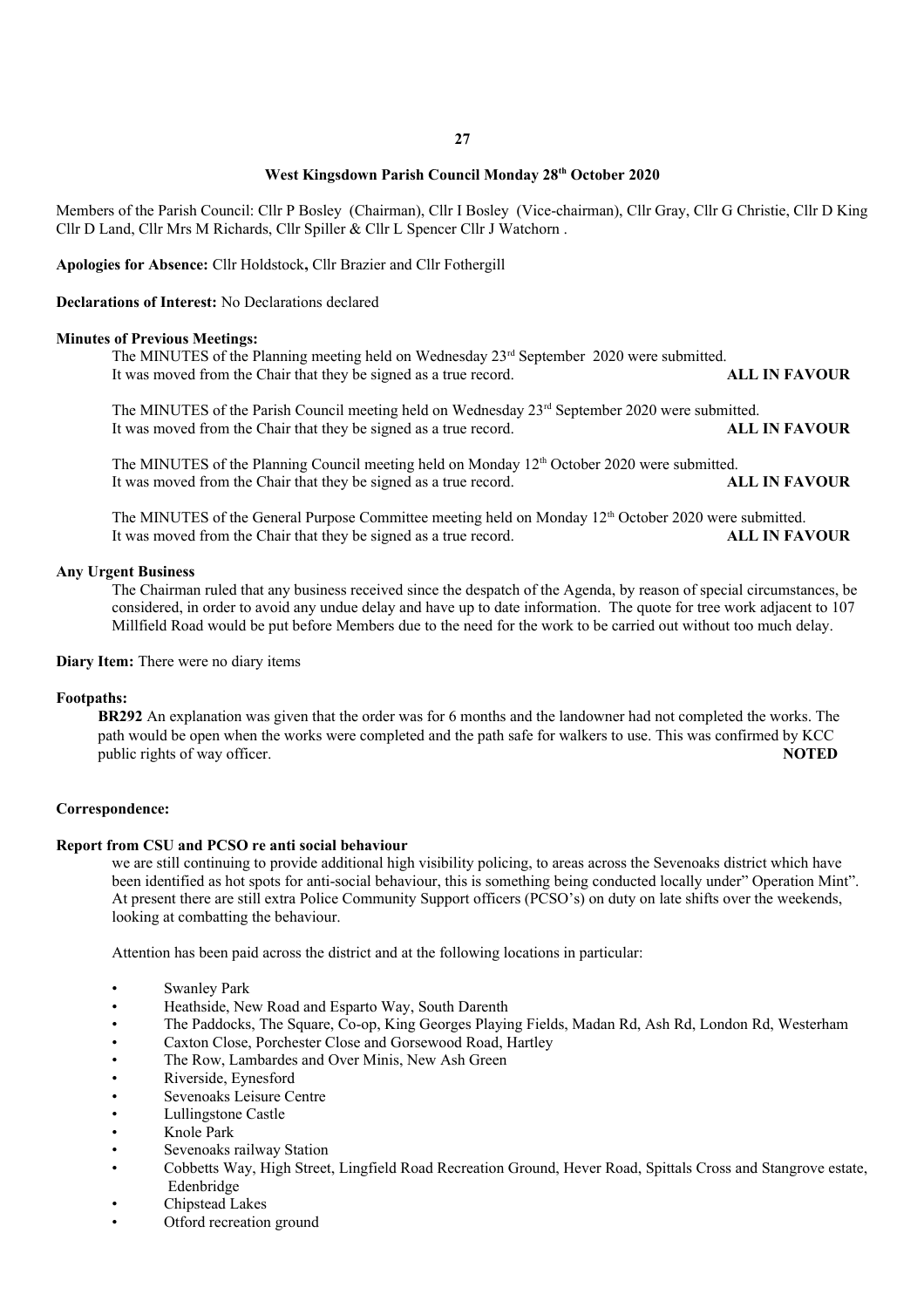**West Kingsdown Parish Council Monday 28th October 2020**

Members of the Parish Council: Cllr P Bosley (Chairman), Cllr I Bosley (Vice-chairman), Cllr Gray, Cllr G Christie, Cllr D King Cllr D Land, Cllr Mrs M Richards, Cllr Spiller & Cllr L Spencer Cllr J Watchorn .

**Apologies for Absence:** Cllr Holdstock**,** Cllr Brazier and Cllr Fothergill

**Declarations of Interest:** No Declarations declared

**Minutes of Previous Meetings:**

The MINUTES of the Planning meeting held on Wednesday 23rd September 2020 were submitted.
It was moved from the Chair that they be signed as a true record. **ALL IN FAVOUR**

The MINUTES of the Parish Council meeting held on Wednesday 23rd September 2020 were submitted.
It was moved from the Chair that they be signed as a true record. **ALL IN FAVOUR**

The MINUTES of the Planning Council meeting held on Monday 12th October 2020 were submitted.
It was moved from the Chair that they be signed as a true record. **ALL IN FAVOUR**

The MINUTES of the General Purpose Committee meeting held on Monday 12th October 2020 were submitted.
It was moved from the Chair that they be signed as a true record. **ALL IN FAVOUR**

**Any Urgent Business**

The Chairman ruled that any business received since the despatch of the Agenda, by reason of special circumstances, be considered, in order to avoid any undue delay and have up to date information. The quote for tree work adjacent to 107 Millfield Road would be put before Members due to the need for the work to be carried out without too much delay.

**Diary Item:** There were no diary items

**Footpaths:**

**BR292** An explanation was given that the order was for 6 months and the landowner had not completed the works. The path would be open when the works were completed and the path safe for walkers to use. This was confirmed by KCC public rights of way officer. **NOTED**

**Correspondence:**

**Report from CSU and PCSO re anti social behaviour**

we are still continuing to provide additional high visibility policing, to areas across the Sevenoaks district which have been identified as hot spots for anti-social behaviour, this is something being conducted locally under" Operation Mint". At present there are still extra Police Community Support officers (PCSO's) on duty on late shifts over the weekends, looking at combatting the behaviour.

Attention has been paid across the district and at the following locations in particular:

- Swanley Park
- Heathside, New Road and Esparto Way, South Darenth
- The Paddocks, The Square, Co-op, King Georges Playing Fields, Madan Rd, Ash Rd, London Rd, Westerham
- Caxton Close, Porchester Close and Gorsewood Road, Hartley
- The Row, Lambardes and Over Minis, New Ash Green
- Riverside, Eynesford
- Sevenoaks Leisure Centre
- Lullingstone Castle
- Knole Park
- Sevenoaks railway Station
- Cobbetts Way, High Street, Lingfield Road Recreation Ground, Hever Road, Spittals Cross and Stangrove estate, Edenbridge
- Chipstead Lakes
- Otford recreation ground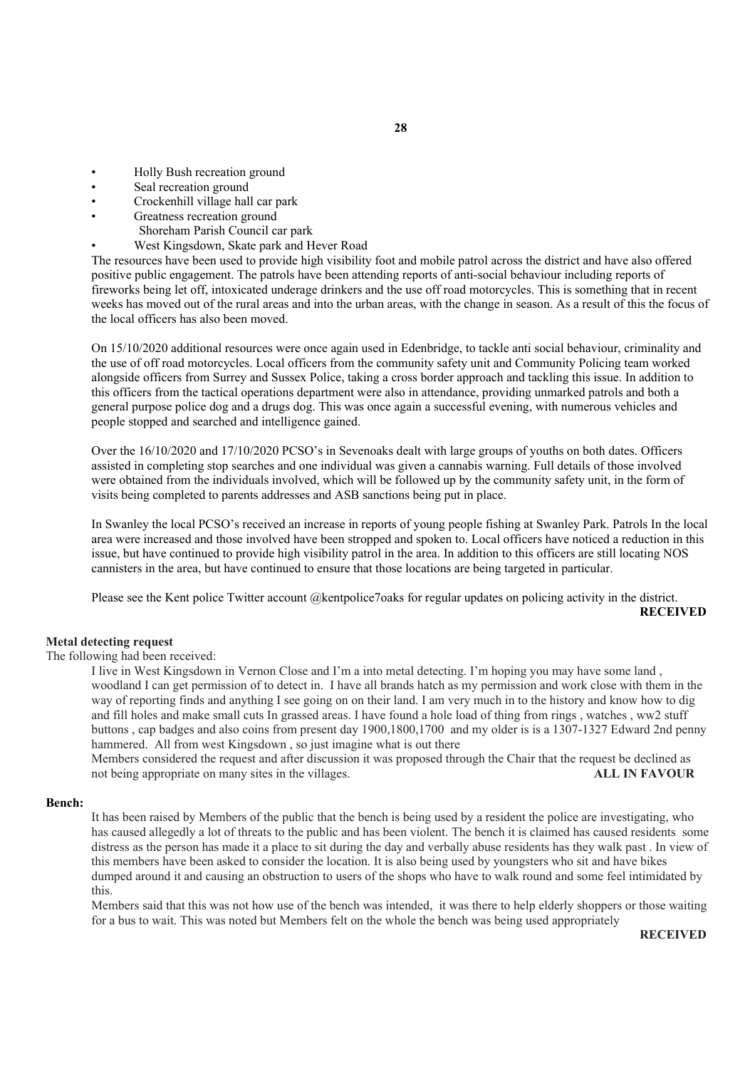- Holly Bush recreation ground
- Seal recreation ground
- Crockenhill village hall car park
- Greatness recreation ground
  Shoreham Parish Council car park
- West Kingsdown, Skate park and Hever Road

The resources have been used to provide high visibility foot and mobile patrol across the district and have also offered positive public engagement. The patrols have been attending reports of anti-social behaviour including reports of fireworks being let off, intoxicated underage drinkers and the use off road motorcycles. This is something that in recent weeks has moved out of the rural areas and into the urban areas, with the change in season. As a result of this the focus of the local officers has also been moved.

On 15/10/2020 additional resources were once again used in Edenbridge, to tackle anti social behaviour, criminality and the use of off road motorcycles. Local officers from the community safety unit and Community Policing team worked alongside officers from Surrey and Sussex Police, taking a cross border approach and tackling this issue. In addition to this officers from the tactical operations department were also in attendance, providing unmarked patrols and both a general purpose police dog and a drugs dog. This was once again a successful evening, with numerous vehicles and people stopped and searched and intelligence gained.

Over the 16/10/2020 and 17/10/2020 PCSO's in Sevenoaks dealt with large groups of youths on both dates. Officers assisted in completing stop searches and one individual was given a cannabis warning. Full details of those involved were obtained from the individuals involved, which will be followed up by the community safety unit, in the form of visits being completed to parents addresses and ASB sanctions being put in place.

In Swanley the local PCSO's received an increase in reports of young people fishing at Swanley Park. Patrols In the local area were increased and those involved have been stropped and spoken to. Local officers have noticed a reduction in this issue, but have continued to provide high visibility patrol in the area. In addition to this officers are still locating NOS cannisters in the area, but have continued to ensure that those locations are being targeted in particular.

Please see the Kent police Twitter account @kentpolice7oaks for regular updates on policing activity in the district.

**RECEIVED**

**Metal detecting request**

The following had been received:

I live in West Kingsdown in Vernon Close and I'm a into metal detecting. I'm hoping you may have some land , woodland I can get permission of to detect in. I have all brands hatch as my permission and work close with them in the way of reporting finds and anything I see going on on their land. I am very much in to the history and know how to dig and fill holes and make small cuts In grassed areas. I have found a hole load of thing from rings , watches , ww2 stuff buttons , cap badges and also coins from present day 1900,1800,1700 and my older is is a 1307-1327 Edward 2nd penny hammered. All from west Kingsdown , so just imagine what is out there

Members considered the request and after discussion it was proposed through the Chair that the request be declined as not being appropriate on many sites in the villages. **ALL IN FAVOUR**

**Bench:**

It has been raised by Members of the public that the bench is being used by a resident the police are investigating, who has caused allegedly a lot of threats to the public and has been violent. The bench it is claimed has caused residents some distress as the person has made it a place to sit during the day and verbally abuse residents has they walk past . In view of this members have been asked to consider the location. It is also being used by youngsters who sit and have bikes dumped around it and causing an obstruction to users of the shops who have to walk round and some feel intimidated by this.

Members said that this was not how use of the bench was intended, it was there to help elderly shoppers or those waiting for a bus to wait. This was noted but Members felt on the whole the bench was being used appropriately

**RECEIVED**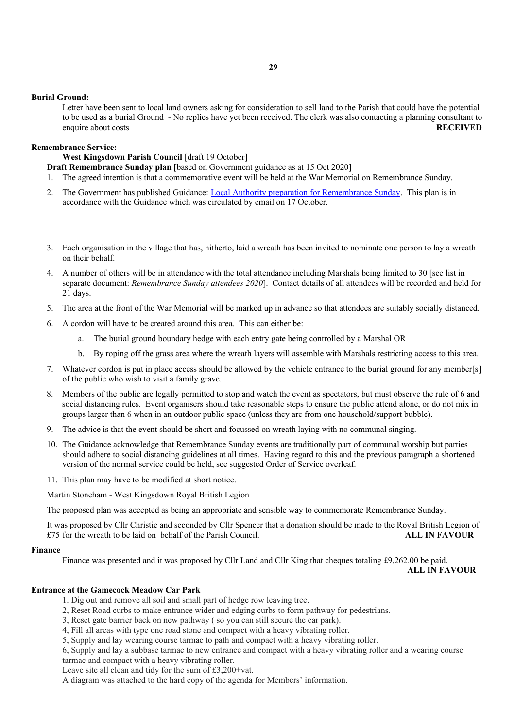**Burial Ground:**

Letter have been sent to local land owners asking for consideration to sell land to the Parish that could have the potential to be used as a burial Ground - No replies have yet been received. The clerk was also contacting a planning consultant to enquire about costs **RECEIVED**

**Remembrance Service:**

**West Kingsdown Parish Council** [draft 19 October]

**Draft Remembrance Sunday plan** [based on Government guidance as at 15 Oct 2020]

1. The agreed intention is that a commemorative event will be held at the War Memorial on Remembrance Sunday.
2. The Government has published Guidance: Local Authority preparation for Remembrance Sunday. This plan is in accordance with the Guidance which was circulated by email on 17 October.
3. Each organisation in the village that has, hitherto, laid a wreath has been invited to nominate one person to lay a wreath on their behalf.
4. A number of others will be in attendance with the total attendance including Marshals being limited to 30 [see list in separate document: *Remembrance Sunday attendees 2020*]. Contact details of all attendees will be recorded and held for 21 days.
5. The area at the front of the War Memorial will be marked up in advance so that attendees are suitably socially distanced.
6. A cordon will have to be created around this area. This can either be:
   a. The burial ground boundary hedge with each entry gate being controlled by a Marshal OR
   b. By roping off the grass area where the wreath layers will assemble with Marshals restricting access to this area.
7. Whatever cordon is put in place access should be allowed by the vehicle entrance to the burial ground for any member[s] of the public who wish to visit a family grave.
8. Members of the public are legally permitted to stop and watch the event as spectators, but must observe the rule of 6 and social distancing rules. Event organisers should take reasonable steps to ensure the public attend alone, or do not mix in groups larger than 6 when in an outdoor public space (unless they are from one household/support bubble).
9. The advice is that the event should be short and focussed on wreath laying with no communal singing.
10. The Guidance acknowledge that Remembrance Sunday events are traditionally part of communal worship but parties should adhere to social distancing guidelines at all times. Having regard to this and the previous paragraph a shortened version of the normal service could be held, see suggested Order of Service overleaf.
11. This plan may have to be modified at short notice.

Martin Stoneham - West Kingsdown Royal British Legion

The proposed plan was accepted as being an appropriate and sensible way to commemorate Remembrance Sunday.

It was proposed by Cllr Christie and seconded by Cllr Spencer that a donation should be made to the Royal British Legion of £75 for the wreath to be laid on behalf of the Parish Council. **ALL IN FAVOUR**

**Finance**

Finance was presented and it was proposed by Cllr Land and Cllr King that cheques totaling £9,262.00 be paid. **ALL IN FAVOUR**

**Entrance at the Gamecock Meadow Car Park**

1. Dig out and remove all soil and small part of hedge row leaving tree.
2, Reset Road curbs to make entrance wider and edging curbs to form pathway for pedestrians.
3, Reset gate barrier back on new pathway ( so you can still secure the car park).
4, Fill all areas with type one road stone and compact with a heavy vibrating roller.
5, Supply and lay wearing course tarmac to path and compact with a heavy vibrating roller.
6, Supply and lay a subbase tarmac to new entrance and compact with a heavy vibrating roller and a wearing course tarmac and compact with a heavy vibrating roller.
Leave site all clean and tidy for the sum of £3,200+vat.
A diagram was attached to the hard copy of the agenda for Members' information.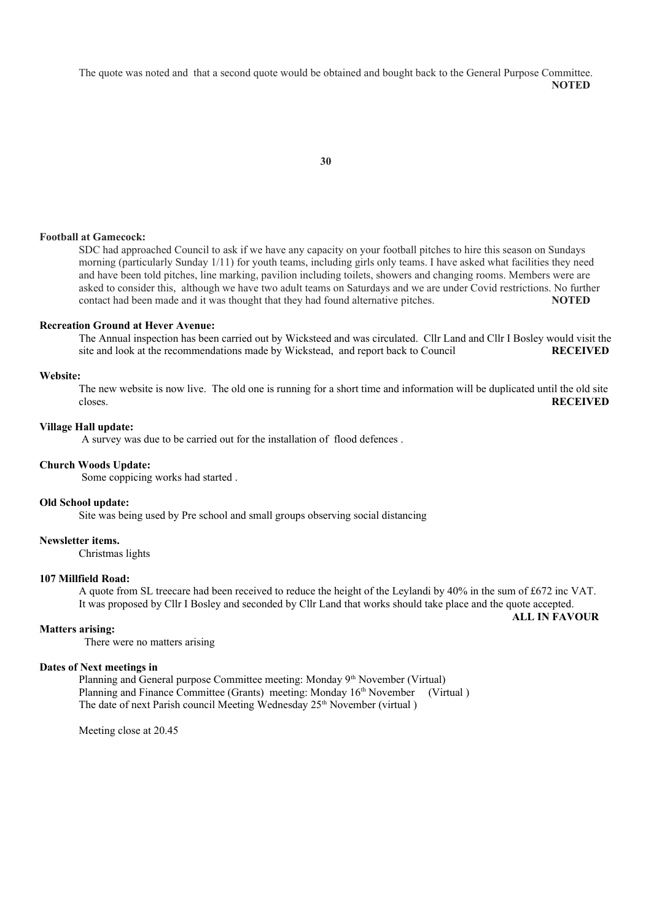The quote was noted and that a second quote would be obtained and bought back to the General Purpose Committee. **NOTED**

**30**

**Football at Gamecock:**

SDC had approached Council to ask if we have any capacity on your football pitches to hire this season on Sundays morning (particularly Sunday 1/11) for youth teams, including girls only teams. I have asked what facilities they need and have been told pitches, line marking, pavilion including toilets, showers and changing rooms. Members were are asked to consider this, although we have two adult teams on Saturdays and we are under Covid restrictions. No further contact had been made and it was thought that they had found alternative pitches. **NOTED**

**Recreation Ground at Hever Avenue:**

The Annual inspection has been carried out by Wicksteed and was circulated. Cllr Land and Cllr I Bosley would visit the site and look at the recommendations made by Wickstead, and report back to Council **RECEIVED**

**Website:**

The new website is now live. The old one is running for a short time and information will be duplicated until the old site closes. **RECEIVED**

**Village Hall update:**

A survey was due to be carried out for the installation of flood defences .

**Church Woods Update:**

Some coppicing works had started .

**Old School update:**

Site was being used by Pre school and small groups observing social distancing

**Newsletter items.**

Christmas lights

**107 Millfield Road:**

A quote from SL treecare had been received to reduce the height of the Leylandi by 40% in the sum of £672 inc VAT. It was proposed by Cllr I Bosley and seconded by Cllr Land that works should take place and the quote accepted.

**ALL IN FAVOUR**

**Matters arising:**

There were no matters arising

**Dates of Next meetings in**

Planning and General purpose Committee meeting: Monday 9th November (Virtual)
Planning and Finance Committee (Grants) meeting: Monday 16th November (Virtual )
The date of next Parish council Meeting Wednesday 25th November (virtual )

Meeting close at 20.45